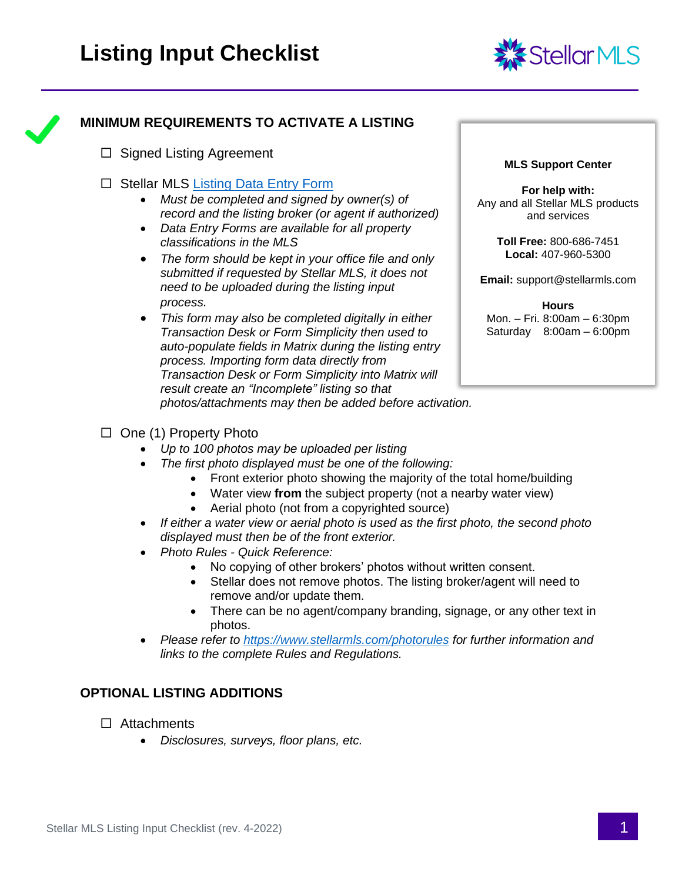# Listing Input Checklist

## MINIMUM REQUIREMENTS TO ACTIVATE A LISTING

- ☐ Signed Listing Agreement
- ☐ Stellar MLS [Listing Data Entry Form]()
  - *Must be completed and signed by owner(s) of record and the listing broker (or agent if authorized)*
  - *Data Entry Forms are available for all property classifications in the MLS*
  - *The form should be kept in your office file and only submitted if requested by Stellar MLS, it does not need to be uploaded during the listing input process.*
  - *This form may also be completed digitally in either Transaction Desk or Form Simplicity then used to auto-populate fields in Matrix during the listing entry process. Importing form data directly from Transaction Desk or Form Simplicity into Matrix will result create an "Incomplete" listing so that photos/attachments may then be added before activation.*
- ☐ One (1) Property Photo
  - *Up to 100 photos may be uploaded per listing*
  - *The first photo displayed must be one of the following:*
    - Front exterior photo showing the majority of the total home/building
    - Water view **from** the subject property (not a nearby water view)
    - Aerial photo (not from a copyrighted source)
  - *If either a water view or aerial photo is used as the first photo, the second photo displayed must then be of the front exterior.*
  - *Photo Rules - Quick Reference:*
    - No copying of other brokers' photos without written consent.
    - Stellar does not remove photos. The listing broker/agent will need to remove and/or update them.
    - There can be no agent/company branding, signage, or any other text in photos.
  - *Please refer to [https://www.stellarmls.com/photorules](https://www.stellarmls.com/photorules) for further information and links to the complete Rules and Regulations.*

**MLS Support Center**

**For help with:**
Any and all Stellar MLS products and services

**Toll Free:** 800-686-7451
**Local:** 407-960-5300

**Email:** support@stellarmls.com

**Hours**
Mon. – Fri. 8:00am – 6:30pm
Saturday 8:00am – 6:00pm

## OPTIONAL LISTING ADDITIONS

- ☐ Attachments
  - *Disclosures, surveys, floor plans, etc.*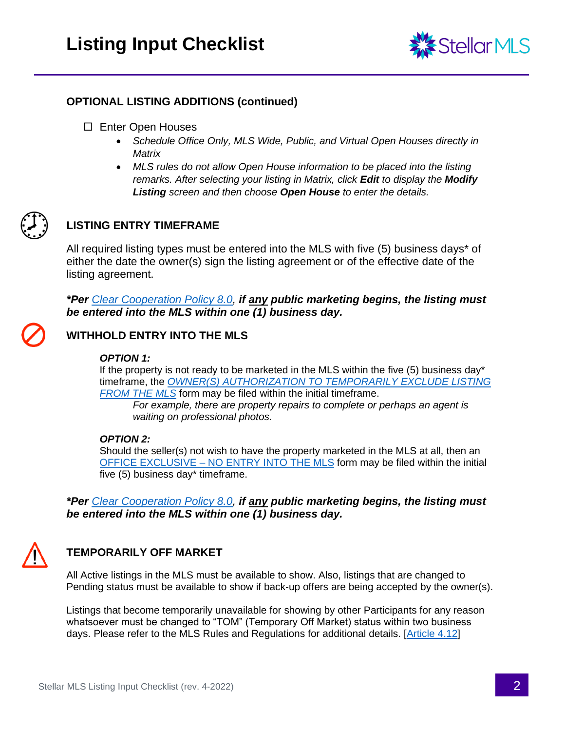# Listing Input Checklist

## OPTIONAL LISTING ADDITIONS (continued)

☐ Enter Open Houses

- *Schedule Office Only, MLS Wide, Public, and Virtual Open Houses directly in Matrix*
- *MLS rules do not allow Open House information to be placed into the listing remarks. After selecting your listing in Matrix, click **Edit** to display the **Modify Listing** screen and then choose **Open House** to enter the details.*

## LISTING ENTRY TIMEFRAME

All required listing types must be entered into the MLS with five (5) business days* of either the date the owner(s) sign the listing agreement or of the effective date of the listing agreement.

***Per Clear Cooperation Policy 8.0, if any public marketing begins, the listing must be entered into the MLS within one (1) business day.***

## WITHHOLD ENTRY INTO THE MLS

***OPTION 1:***

If the property is not ready to be marketed in the MLS within the five (5) business day* timeframe, the *OWNER(S) AUTHORIZATION TO TEMPORARILY EXCLUDE LISTING FROM THE MLS* form may be filed within the initial timeframe.

*For example, there are property repairs to complete or perhaps an agent is waiting on professional photos.*

***OPTION 2:***

Should the seller(s) not wish to have the property marketed in the MLS at all, then an OFFICE EXCLUSIVE – NO ENTRY INTO THE MLS form may be filed within the initial five (5) business day* timeframe.

***Per Clear Cooperation Policy 8.0, if any public marketing begins, the listing must be entered into the MLS within one (1) business day.***

## TEMPORARILY OFF MARKET

All Active listings in the MLS must be available to show. Also, listings that are changed to Pending status must be available to show if back-up offers are being accepted by the owner(s).

Listings that become temporarily unavailable for showing by other Participants for any reason whatsoever must be changed to "TOM" (Temporary Off Market) status within two business days. Please refer to the MLS Rules and Regulations for additional details. [Article 4.12]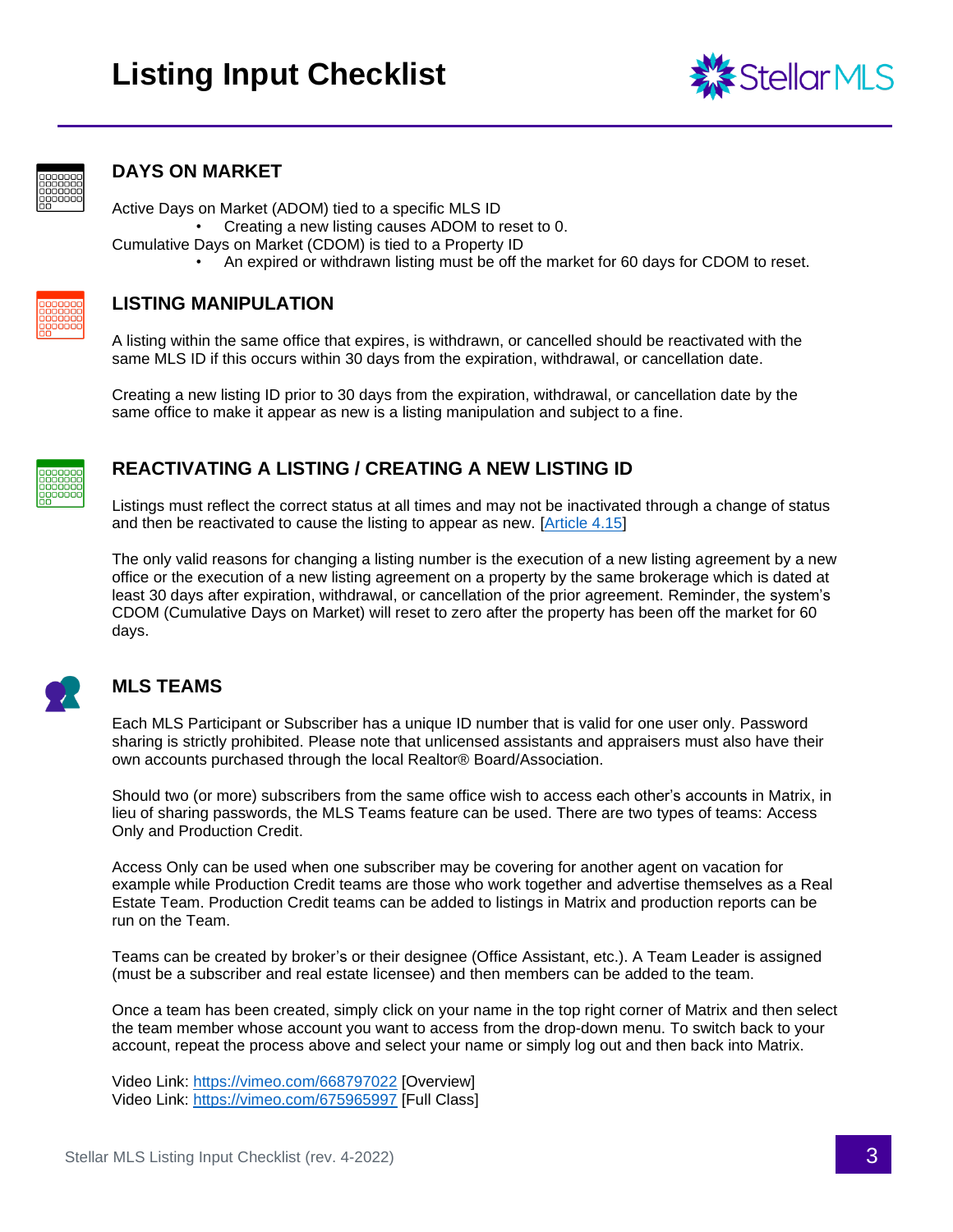# Listing Input Checklist

## DAYS ON MARKET

Active Days on Market (ADOM) tied to a specific MLS ID

- Creating a new listing causes ADOM to reset to 0.

Cumulative Days on Market (CDOM) is tied to a Property ID

- An expired or withdrawn listing must be off the market for 60 days for CDOM to reset.

## LISTING MANIPULATION

A listing within the same office that expires, is withdrawn, or cancelled should be reactivated with the same MLS ID if this occurs within 30 days from the expiration, withdrawal, or cancellation date.

Creating a new listing ID prior to 30 days from the expiration, withdrawal, or cancellation date by the same office to make it appear as new is a listing manipulation and subject to a fine.

## REACTIVATING A LISTING / CREATING A NEW LISTING ID

Listings must reflect the correct status at all times and may not be inactivated through a change of status and then be reactivated to cause the listing to appear as new. [Article 4.15]

The only valid reasons for changing a listing number is the execution of a new listing agreement by a new office or the execution of a new listing agreement on a property by the same brokerage which is dated at least 30 days after expiration, withdrawal, or cancellation of the prior agreement. Reminder, the system's CDOM (Cumulative Days on Market) will reset to zero after the property has been off the market for 60 days.

## MLS TEAMS

Each MLS Participant or Subscriber has a unique ID number that is valid for one user only. Password sharing is strictly prohibited. Please note that unlicensed assistants and appraisers must also have their own accounts purchased through the local Realtor® Board/Association.

Should two (or more) subscribers from the same office wish to access each other's accounts in Matrix, in lieu of sharing passwords, the MLS Teams feature can be used. There are two types of teams: Access Only and Production Credit.

Access Only can be used when one subscriber may be covering for another agent on vacation for example while Production Credit teams are those who work together and advertise themselves as a Real Estate Team. Production Credit teams can be added to listings in Matrix and production reports can be run on the Team.

Teams can be created by broker's or their designee (Office Assistant, etc.). A Team Leader is assigned (must be a subscriber and real estate licensee) and then members can be added to the team.

Once a team has been created, simply click on your name in the top right corner of Matrix and then select the team member whose account you want to access from the drop-down menu. To switch back to your account, repeat the process above and select your name or simply log out and then back into Matrix.

Video Link: https://vimeo.com/668797022 [Overview]
Video Link: https://vimeo.com/675965997 [Full Class]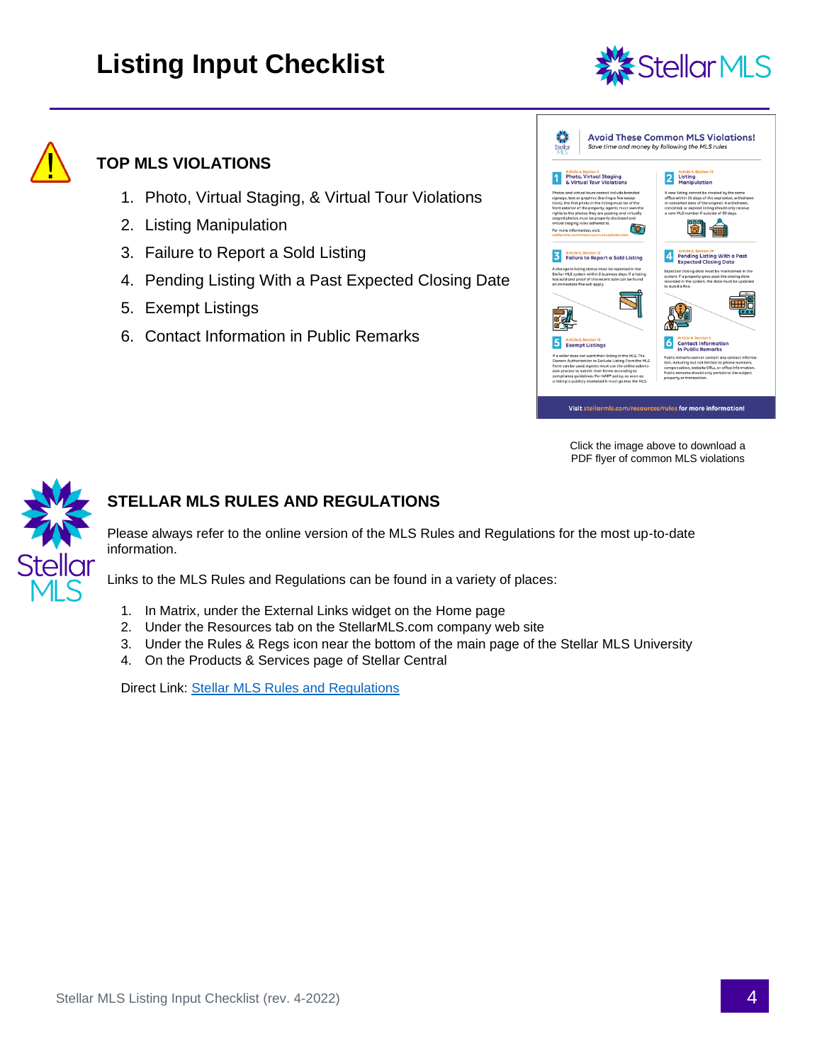# Listing Input Checklist

## TOP MLS VIOLATIONS

1. Photo, Virtual Staging, & Virtual Tour Violations
2. Listing Manipulation
3. Failure to Report a Sold Listing
4. Pending Listing With a Past Expected Closing Date
5. Exempt Listings
6. Contact Information in Public Remarks

Click the image above to download a PDF flyer of common MLS violations

## STELLAR MLS RULES AND REGULATIONS

Please always refer to the online version of the MLS Rules and Regulations for the most up-to-date information.

Links to the MLS Rules and Regulations can be found in a variety of places:

1. In Matrix, under the External Links widget on the Home page
2. Under the Resources tab on the StellarMLS.com company web site
3. Under the Rules & Regs icon near the bottom of the main page of the Stellar MLS University
4. On the Products & Services page of Stellar Central

Direct Link: Stellar MLS Rules and Regulations